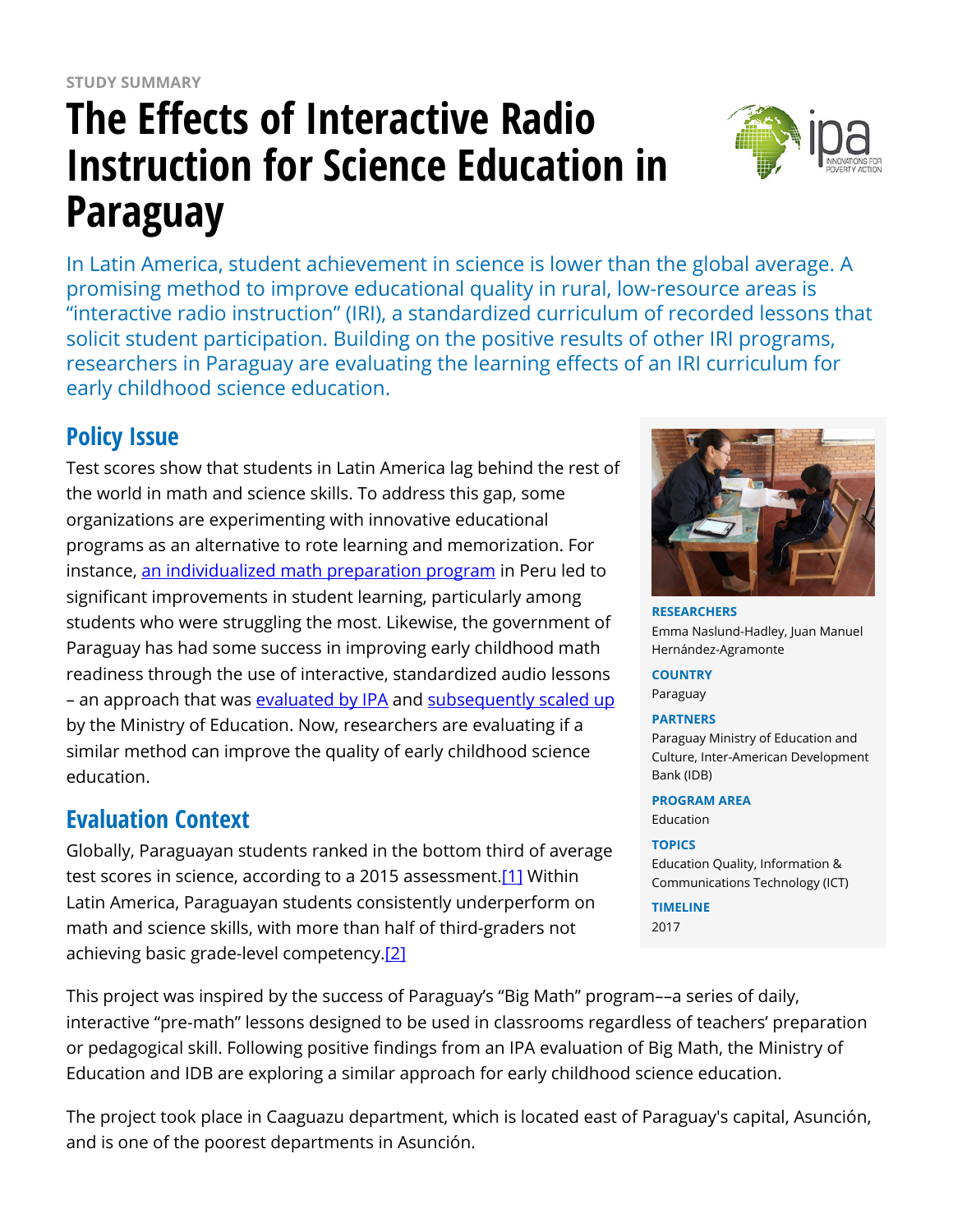STUDY SUMMARY

# The Effects of Interactive Radio Instruction for Science Education in Paraguay

In Latin America, student achievement in science is lower than the global average. A promising method to improve educational quality in rural, low-resource areas is “interactive radio instruction” (IRI), a standardized curriculum of recorded lessons that solicit student participation. Building on the positive results of other IRI programs, researchers in Paraguay are evaluating the learning effects of an IRI curriculum for early childhood science education.

**RESEARCHERS**
Emma Naslund-Hadley, Juan Manuel Hernández-Agramonte

**COUNTRY**
Paraguay

**PARTNERS**
Paraguay Ministry of Education and Culture, Inter-American Development Bank (IDB)

**PROGRAM AREA**
Education

**TOPICS**
Education Quality, Information & Communications Technology (ICT)

**TIMELINE**
2017

## Policy Issue

Test scores show that students in Latin America lag behind the rest of the world in math and science skills. To address this gap, some organizations are experimenting with innovative educational programs as an alternative to rote learning and memorization. For instance, an individualized math preparation program in Peru led to significant improvements in student learning, particularly among students who were struggling the most. Likewise, the government of Paraguay has had some success in improving early childhood math readiness through the use of interactive, standardized audio lessons – an approach that was evaluated by IPA and subsequently scaled up by the Ministry of Education. Now, researchers are evaluating if a similar method can improve the quality of early childhood science education.

## Evaluation Context

Globally, Paraguayan students ranked in the bottom third of average test scores in science, according to a 2015 assessment.[1] Within Latin America, Paraguayan students consistently underperform on math and science skills, with more than half of third-graders not achieving basic grade-level competency.[2]

This project was inspired by the success of Paraguay’s “Big Math” program––a series of daily, interactive “pre-math” lessons designed to be used in classrooms regardless of teachers’ preparation or pedagogical skill. Following positive findings from an IPA evaluation of Big Math, the Ministry of Education and IDB are exploring a similar approach for early childhood science education.

The project took place in Caaguazu department, which is located east of Paraguay's capital, Asunción, and is one of the poorest departments in Asunción.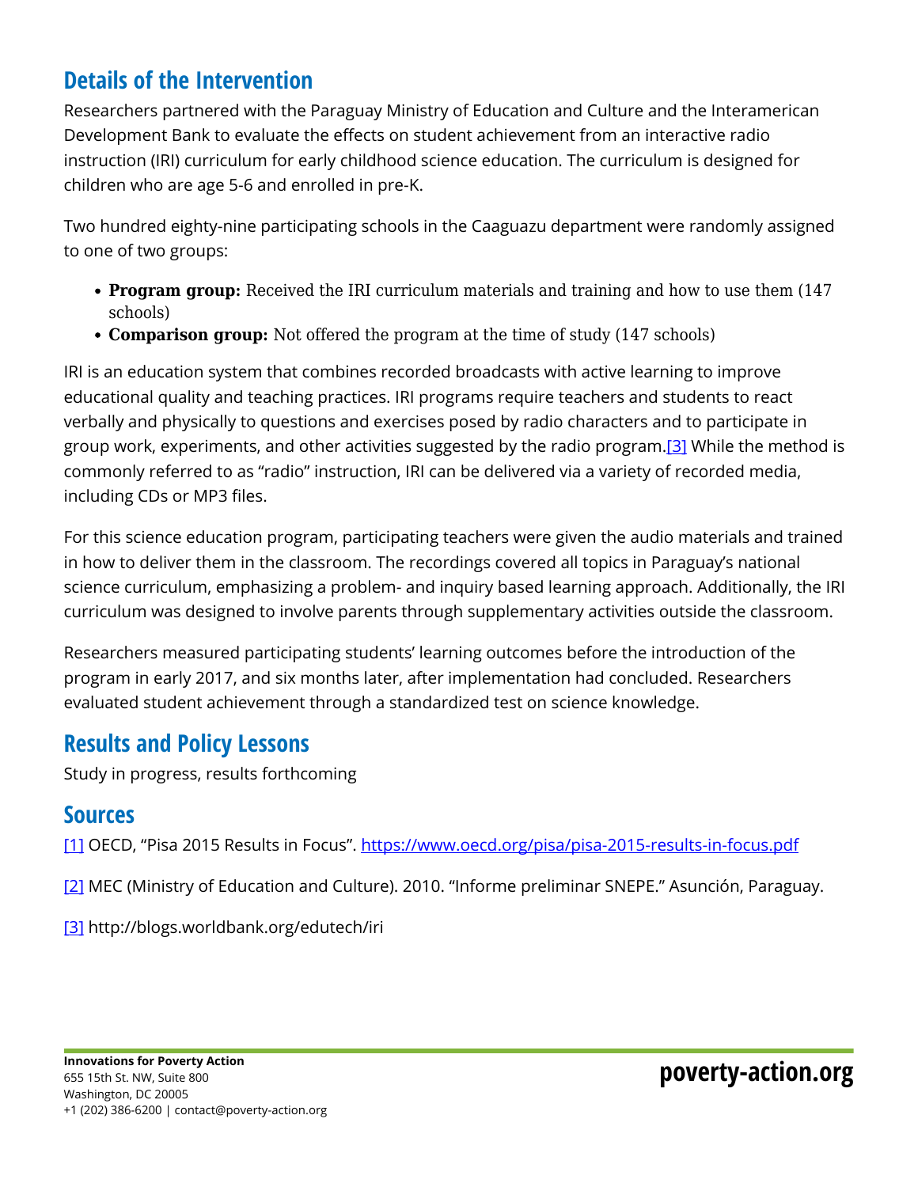## Details of the Intervention

Researchers partnered with the Paraguay Ministry of Education and Culture and the Interamerican Development Bank to evaluate the effects on student achievement from an interactive radio instruction (IRI) curriculum for early childhood science education. The curriculum is designed for children who are age 5-6 and enrolled in pre-K.

Two hundred eighty-nine participating schools in the Caaguazu department were randomly assigned to one of two groups:

- **Program group:** Received the IRI curriculum materials and training and how to use them (147 schools)
- **Comparison group:** Not offered the program at the time of study (147 schools)

IRI is an education system that combines recorded broadcasts with active learning to improve educational quality and teaching practices. IRI programs require teachers and students to react verbally and physically to questions and exercises posed by radio characters and to participate in group work, experiments, and other activities suggested by the radio program.[3] While the method is commonly referred to as "radio" instruction, IRI can be delivered via a variety of recorded media, including CDs or MP3 files.

For this science education program, participating teachers were given the audio materials and trained in how to deliver them in the classroom. The recordings covered all topics in Paraguay's national science curriculum, emphasizing a problem- and inquiry based learning approach. Additionally, the IRI curriculum was designed to involve parents through supplementary activities outside the classroom.

Researchers measured participating students' learning outcomes before the introduction of the program in early 2017, and six months later, after implementation had concluded. Researchers evaluated student achievement through a standardized test on science knowledge.

## Results and Policy Lessons

Study in progress, results forthcoming

## Sources

[1] OECD, "Pisa 2015 Results in Focus". https://www.oecd.org/pisa/pisa-2015-results-in-focus.pdf

[2] MEC (Ministry of Education and Culture). 2010. "Informe preliminar SNEPE." Asunción, Paraguay.

[3] http://blogs.worldbank.org/edutech/iri